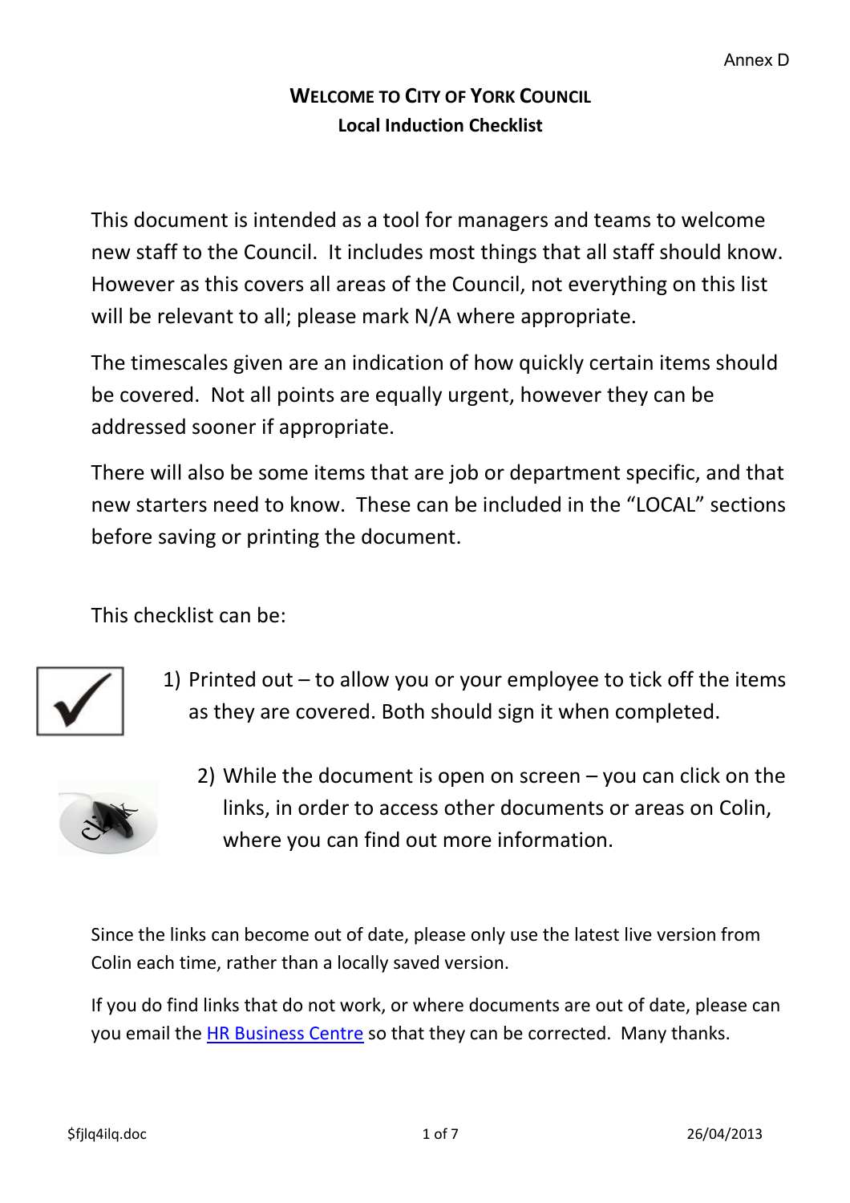Annex D

# WELCOME TO CITY OF YORK COUNCIL
## Local Induction Checklist

This document is intended as a tool for managers and teams to welcome new staff to the Council. It includes most things that all staff should know. However as this covers all areas of the Council, not everything on this list will be relevant to all; please mark N/A where appropriate.

The timescales given are an indication of how quickly certain items should be covered. Not all points are equally urgent, however they can be addressed sooner if appropriate.

There will also be some items that are job or department specific, and that new starters need to know. These can be included in the "LOCAL" sections before saving or printing the document.

This checklist can be:

1) Printed out – to allow you or your employee to tick off the items as they are covered. Both should sign it when completed.

2) While the document is open on screen – you can click on the links, in order to access other documents or areas on Colin, where you can find out more information.

Since the links can become out of date, please only use the latest live version from Colin each time, rather than a locally saved version.

If you do find links that do not work, or where documents are out of date, please can you email the HR Business Centre so that they can be corrected. Many thanks.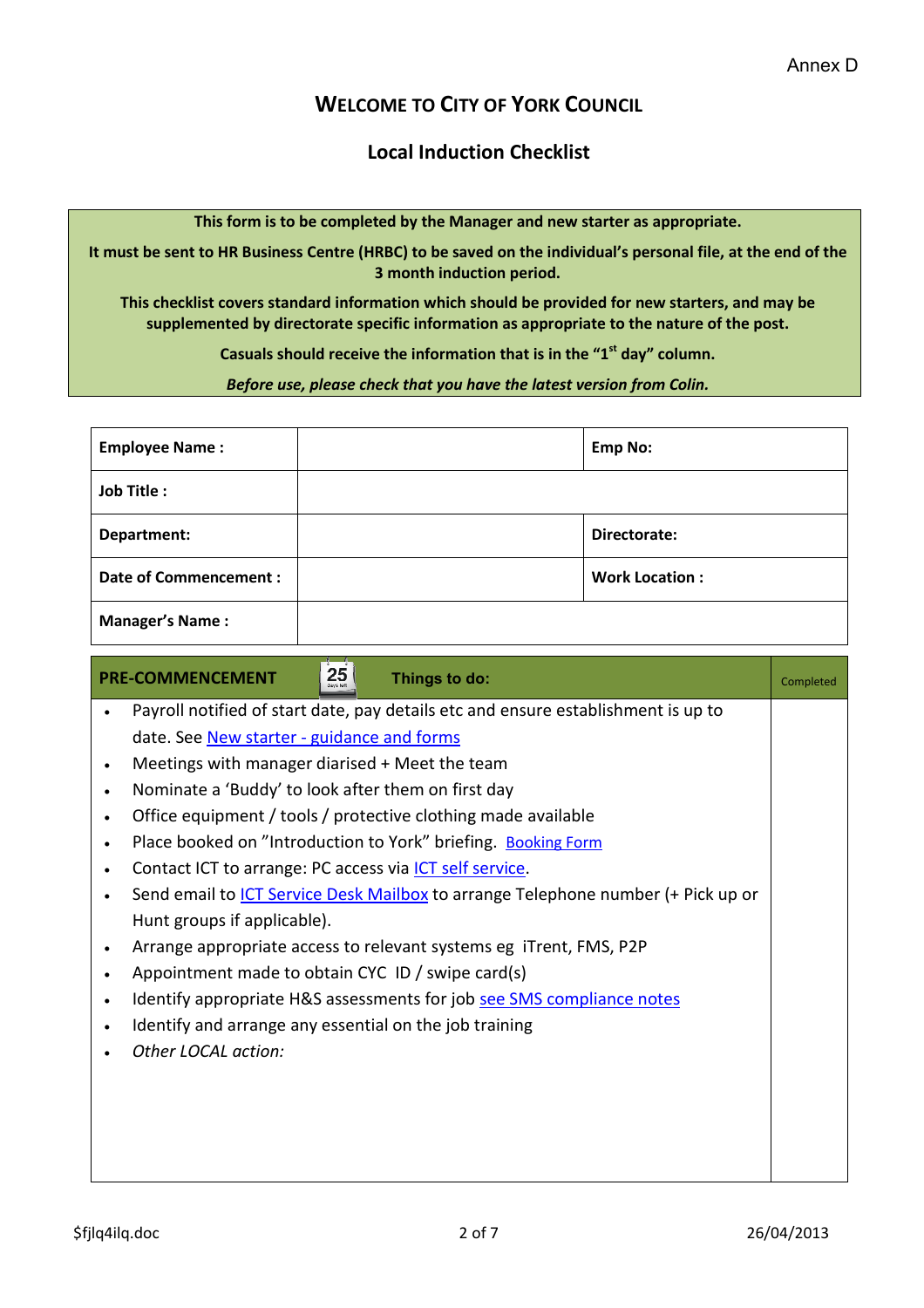Annex D

# WELCOME TO CITY OF YORK COUNCIL

## Local Induction Checklist

**This form is to be completed by the Manager and new starter as appropriate.**

**It must be sent to HR Business Centre (HRBC) to be saved on the individual's personal file, at the end of the 3 month induction period.**

**This checklist covers standard information which should be provided for new starters, and may be supplemented by directorate specific information as appropriate to the nature of the post.**

**Casuals should receive the information that is in the "1st day" column.**

***Before use, please check that you have the latest version from Colin.***

| **Employee Name :** | | **Emp No:** |
|---|---|---|
| **Job Title :** | | |
| **Department:** | | **Directorate:** |
| **Date of Commencement :** | | **Work Location :** |
| **Manager's Name :** | | |

| **PRE-COMMENCEMENT** 25 **Things to do:** | Completed |
|---|---|
| • Payroll notified of start date, pay details etc and ensure establishment is up to date. See New starter - guidance and forms<br>• Meetings with manager diarised + Meet the team<br>• Nominate a 'Buddy' to look after them on first day<br>• Office equipment / tools / protective clothing made available<br>• Place booked on "Introduction to York" briefing. Booking Form<br>• Contact ICT to arrange: PC access via ICT self service.<br>• Send email to ICT Service Desk Mailbox to arrange Telephone number (+ Pick up or Hunt groups if applicable).<br>• Arrange appropriate access to relevant systems eg iTrent, FMS, P2P<br>• Appointment made to obtain CYC ID / swipe card(s)<br>• Identify appropriate H&S assessments for job see SMS compliance notes<br>• Identify and arrange any essential on the job training<br>• *Other LOCAL action:* | |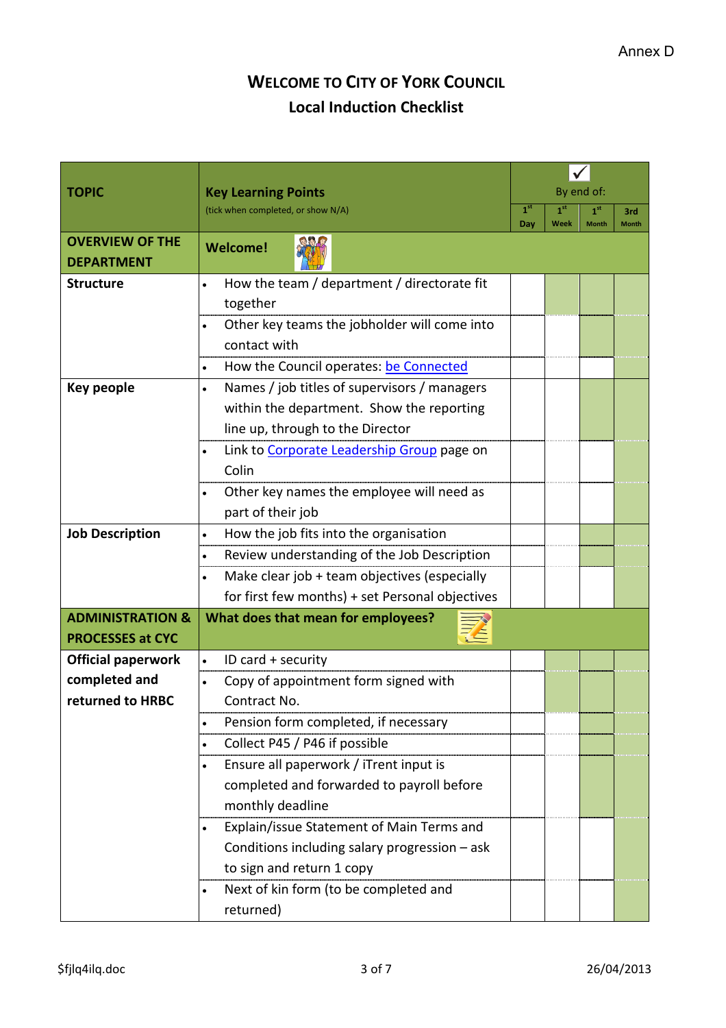Annex D

# WELCOME TO CITY OF YORK COUNCIL

## Local Induction Checklist

| TOPIC | Key Learning Points (tick when completed, or show N/A) | ✓ By end of: 1st Day | 1st Week | 1st Month | 3rd Month |
|---|---|---|---|---|---|
| **OVERVIEW OF THE DEPARTMENT** | **Welcome!** | | | | |
| **Structure** | • How the team / department / directorate fit together | | | | |
| | • Other key teams the jobholder will come into contact with | | | | |
| | • How the Council operates: be Connected | | | | |
| **Key people** | • Names / job titles of supervisors / managers within the department. Show the reporting line up, through to the Director | | | | |
| | • Link to Corporate Leadership Group page on Colin | | | | |
| | • Other key names the employee will need as part of their job | | | | |
| **Job Description** | • How the job fits into the organisation | | | | |
| | • Review understanding of the Job Description | | | | |
| | • Make clear job + team objectives (especially for first few months) + set Personal objectives | | | | |
| **ADMINISTRATION & PROCESSES at CYC** | **What does that mean for employees?** | | | | |
| **Official paperwork completed and returned to HRBC** | • ID card + security | | | | |
| | • Copy of appointment form signed with Contract No. | | | | |
| | • Pension form completed, if necessary | | | | |
| | • Collect P45 / P46 if possible | | | | |
| | • Ensure all paperwork / iTrent input is completed and forwarded to payroll before monthly deadline | | | | |
| | • Explain/issue Statement of Main Terms and Conditions including salary progression – ask to sign and return 1 copy | | | | |
| | • Next of kin form (to be completed and returned) | | | | |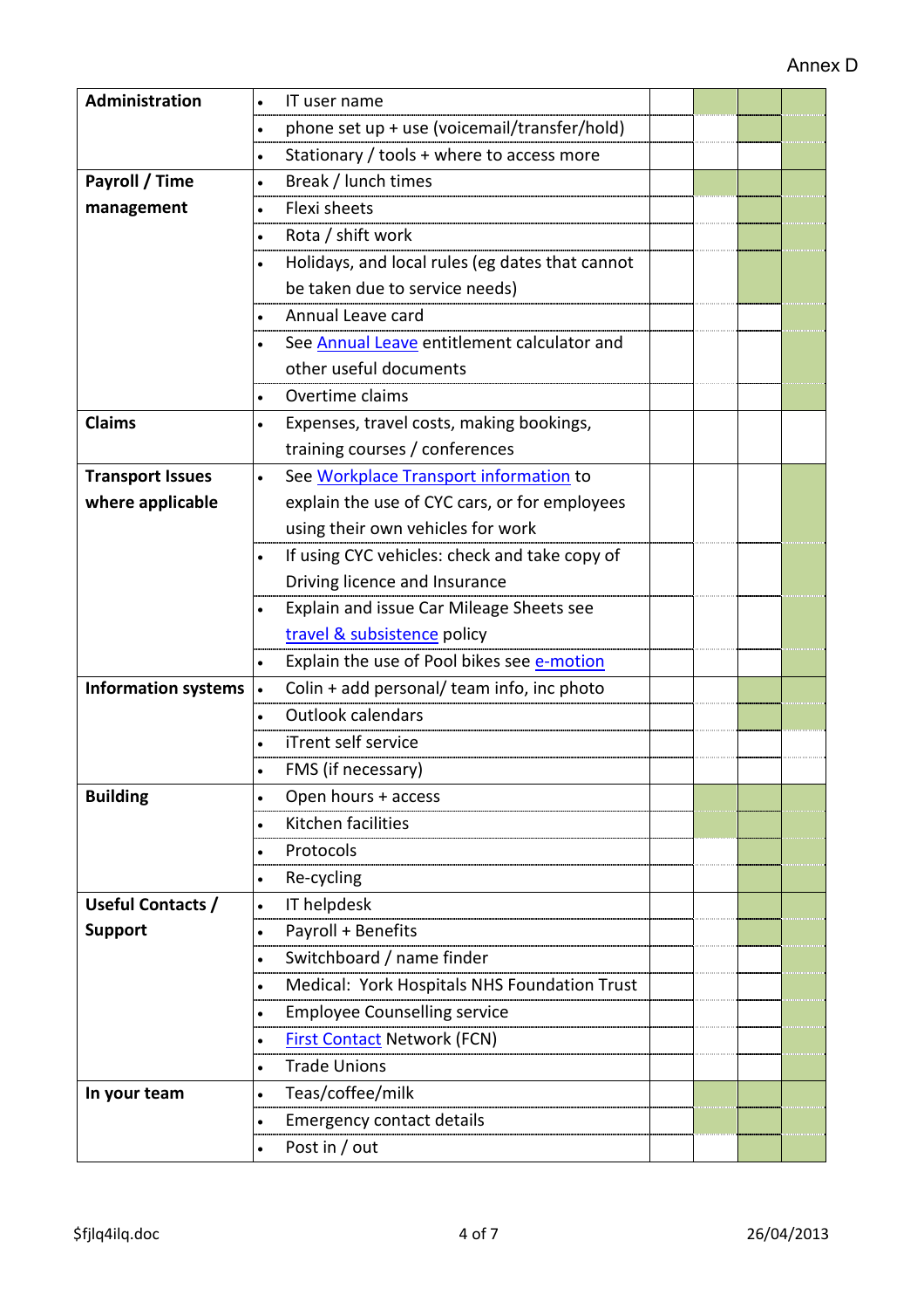Annex D

| Administration | • IT user name | | | | |
|---|---|---|---|---|---|
| | • phone set up + use (voicemail/transfer/hold) | | | | |
| | • Stationary / tools + where to access more | | | | |
| **Payroll / Time management** | • Break / lunch times | | | | |
| | • Flexi sheets | | | | |
| | • Rota / shift work | | | | |
| | • Holidays, and local rules (eg dates that cannot be taken due to service needs) | | | | |
| | • Annual Leave card | | | | |
| | • See Annual Leave entitlement calculator and other useful documents | | | | |
| | • Overtime claims | | | | |
| **Claims** | • Expenses, travel costs, making bookings, training courses / conferences | | | | |
| **Transport Issues where applicable** | • See Workplace Transport information to explain the use of CYC cars, or for employees using their own vehicles for work | | | | |
| | • If using CYC vehicles: check and take copy of Driving licence and Insurance | | | | |
| | • Explain and issue Car Mileage Sheets see travel & subsistence policy | | | | |
| | • Explain the use of Pool bikes see e-motion | | | | |
| **Information systems** | • Colin + add personal/ team info, inc photo | | | | |
| | • Outlook calendars | | | | |
| | • iTrent self service | | | | |
| | • FMS (if necessary) | | | | |
| **Building** | • Open hours + access | | | | |
| | • Kitchen facilities | | | | |
| | • Protocols | | | | |
| | • Re-cycling | | | | |
| **Useful Contacts / Support** | • IT helpdesk | | | | |
| | • Payroll + Benefits | | | | |
| | • Switchboard / name finder | | | | |
| | • Medical: York Hospitals NHS Foundation Trust | | | | |
| | • Employee Counselling service | | | | |
| | • First Contact Network (FCN) | | | | |
| | • Trade Unions | | | | |
| **In your team** | • Teas/coffee/milk | | | | |
| | • Emergency contact details | | | | |
| | • Post in / out | | | | |

$fjlq4ilq.doc 26/04/2013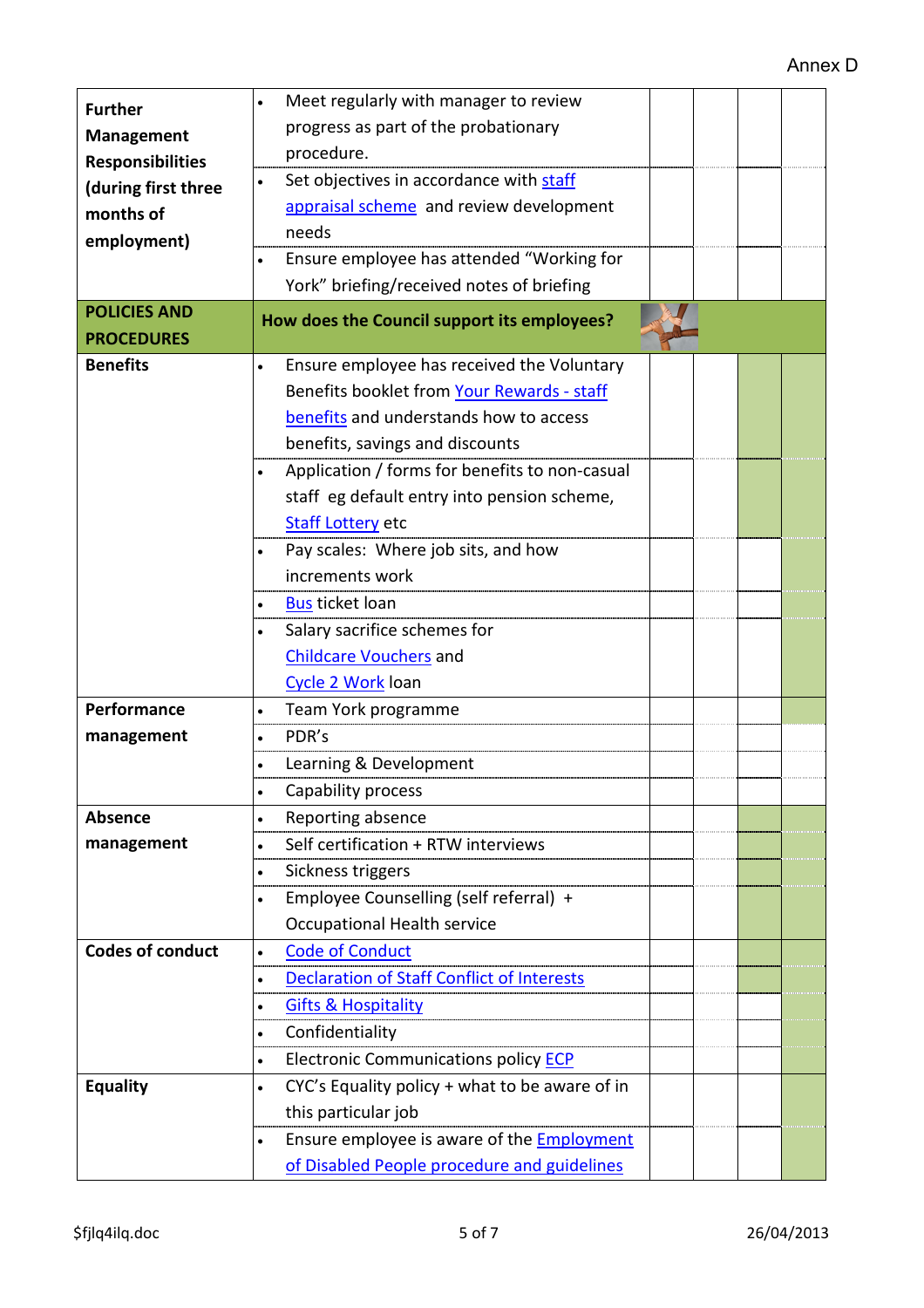Annex D

| | | | | | |
|---|---|---|---|---|---|
| **Further Management Responsibilities (during first three months of employment)** | • Meet regularly with manager to review progress as part of the probationary procedure. | | | | |
| | • Set objectives in accordance with staff appraisal scheme and review development needs | | | | |
| | • Ensure employee has attended "Working for York" briefing/received notes of briefing | | | | |
| **POLICIES AND PROCEDURES** | **How does the Council support its employees?** | | | | |
| **Benefits** | • Ensure employee has received the Voluntary Benefits booklet from Your Rewards - staff benefits and understands how to access benefits, savings and discounts | | | | |
| | • Application / forms for benefits to non-casual staff eg default entry into pension scheme, Staff Lottery etc | | | | |
| | • Pay scales: Where job sits, and how increments work | | | | |
| | • Bus ticket loan | | | | |
| | • Salary sacrifice schemes for Childcare Vouchers and Cycle 2 Work loan | | | | |
| **Performance management** | • Team York programme | | | | |
| | • PDR's | | | | |
| | • Learning & Development | | | | |
| | • Capability process | | | | |
| **Absence management** | • Reporting absence | | | | |
| | • Self certification + RTW interviews | | | | |
| | • Sickness triggers | | | | |
| | • Employee Counselling (self referral) + Occupational Health service | | | | |
| **Codes of conduct** | • Code of Conduct | | | | |
| | • Declaration of Staff Conflict of Interests | | | | |
| | • Gifts & Hospitality | | | | |
| | • Confidentiality | | | | |
| | • Electronic Communications policy ECP | | | | |
| **Equality** | • CYC's Equality policy + what to be aware of in this particular job | | | | |
| | • Ensure employee is aware of the Employment of Disabled People procedure and guidelines | | | | |

$fjlq4ilq.doc 26/04/2013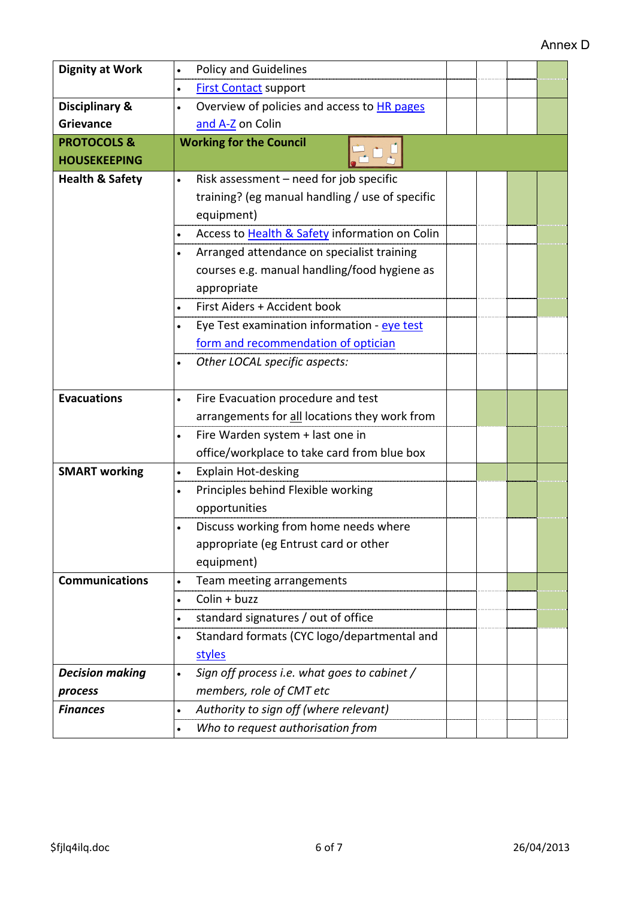Annex D

| Dignity at Work | • Policy and Guidelines | | | | |
|---|---|---|---|---|---|
| | • First Contact support | | | | |
| Disciplinary & Grievance | • Overview of policies and access to HR pages and A-Z on Colin | | | | |
| **PROTOCOLS & HOUSEKEEPING** | **Working for the Council** | | | | |
| Health & Safety | • Risk assessment – need for job specific training? (eg manual handling / use of specific equipment) | | | | |
| | • Access to Health & Safety information on Colin | | | | |
| | • Arranged attendance on specialist training courses e.g. manual handling/food hygiene as appropriate | | | | |
| | • First Aiders + Accident book | | | | |
| | • Eye Test examination information - eye test form and recommendation of optician | | | | |
| | • *Other LOCAL specific aspects:* | | | | |
| Evacuations | • Fire Evacuation procedure and test arrangements for all locations they work from | | | | |
| | • Fire Warden system + last one in office/workplace to take card from blue box | | | | |
| SMART working | • Explain Hot-desking | | | | |
| | • Principles behind Flexible working opportunities | | | | |
| | • Discuss working from home needs where appropriate (eg Entrust card or other equipment) | | | | |
| Communications | • Team meeting arrangements | | | | |
| | • Colin + buzz | | | | |
| | • standard signatures / out of office | | | | |
| | • Standard formats (CYC logo/departmental and styles | | | | |
| ***Decision making process*** | • *Sign off process i.e. what goes to cabinet / members, role of CMT etc* | | | | |
| ***Finances*** | • *Authority to sign off (where relevant)* | | | | |
| | • *Who to request authorisation from* | | | | |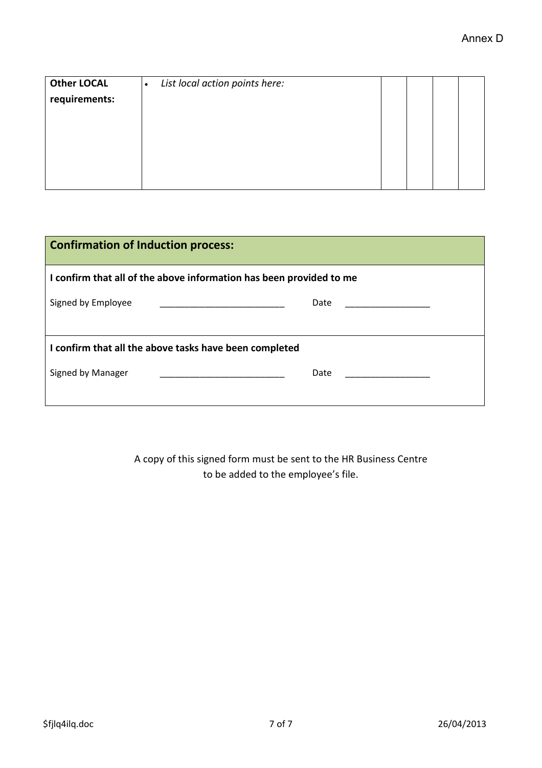| | | | | | |
|---|---|---|---|---|---|
| **Other LOCAL requirements:** | • *List local action points here:* | | | | |

| **Confirmation of Induction process:** | | | |
|---|---|---|---|
| **I confirm that all of the above information has been provided to me** | | | |
| Signed by Employee | ______________________ | Date | ________________ |
| **I confirm that all the above tasks have been completed** | | | |
| Signed by Manager | ______________________ | Date | ________________ |

A copy of this signed form must be sent to the HR Business Centre to be added to the employee's file.